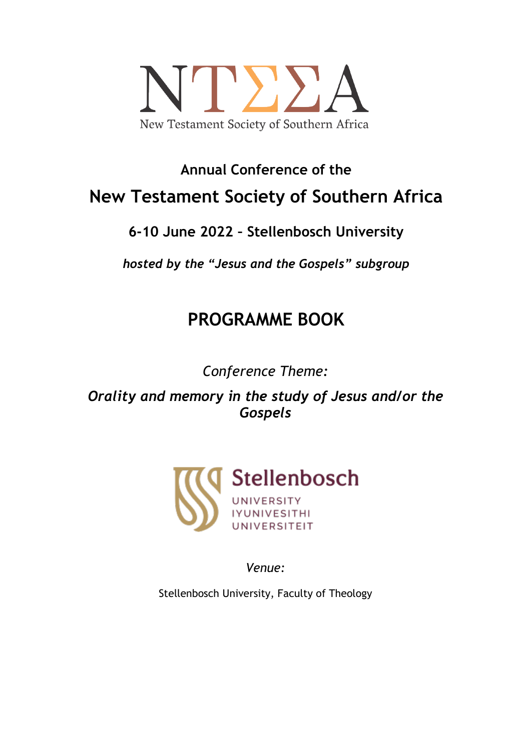NTΣΣA

New Testament Society of Southern Africa

## Annual Conference of the

# New Testament Society of Southern Africa

## 6-10 June 2022 – Stellenbosch University

***hosted by the "Jesus and the Gospels" subgroup***

# PROGRAMME BOOK

*Conference Theme:*

***Orality and memory in the study of Jesus and/or the Gospels***

Stellenbosch

UNIVERSITY
IYUNIVESITHI
UNIVERSITEIT

*Venue:*

Stellenbosch University, Faculty of Theology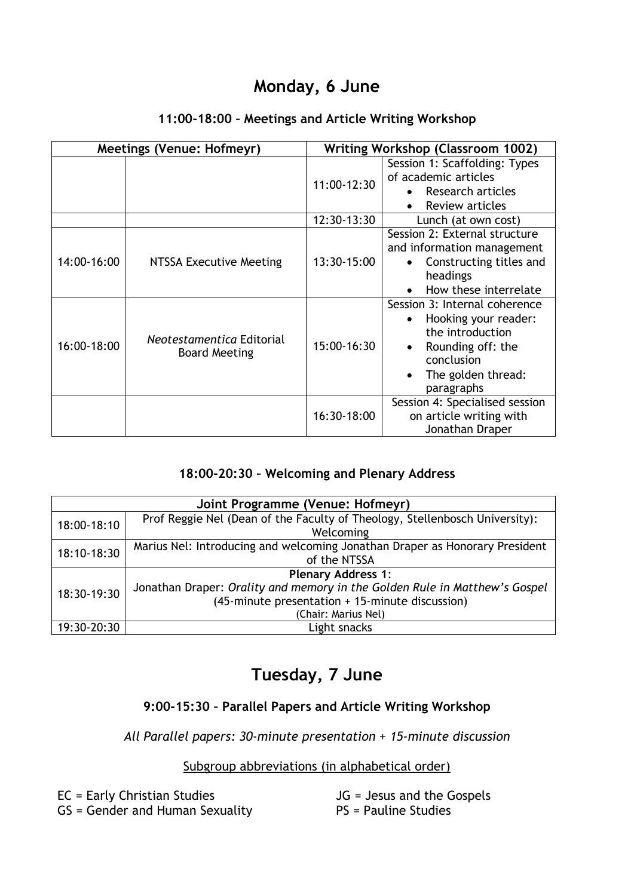# Monday, 6 June

### 11:00-18:00 – Meetings and Article Writing Workshop

| Meetings (Venue: Hofmeyr) | | Writing Workshop (Classroom 1002) | |
|---|---|---|---|
| | | 11:00-12:30 | Session 1: Scaffolding: Types of academic articles<br>• Research articles<br>• Review articles |
| | | 12:30-13:30 | Lunch (at own cost) |
| 14:00-16:00 | NTSSA Executive Meeting | 13:30-15:00 | Session 2: External structure and information management<br>• Constructing titles and headings<br>• How these interrelate |
| 16:00-18:00 | *Neotestamentica* Editorial Board Meeting | 15:00-16:30 | Session 3: Internal coherence<br>• Hooking your reader: the introduction<br>• Rounding off: the conclusion<br>• The golden thread: paragraphs |
| | | 16:30-18:00 | Session 4: Specialised session on article writing with Jonathan Draper |

### 18:00-20:30 – Welcoming and Plenary Address

| Joint Programme (Venue: Hofmeyr) | |
|---|---|
| 18:00-18:10 | Prof Reggie Nel (Dean of the Faculty of Theology, Stellenbosch University): Welcoming |
| 18:10-18:30 | Marius Nel: Introducing and welcoming Jonathan Draper as Honorary President of the NTSSA |
| 18:30-19:30 | **Plenary Address 1**:<br>Jonathan Draper: *Orality and memory in the Golden Rule in Matthew's Gospel*<br>(45-minute presentation + 15-minute discussion)<br>(Chair: Marius Nel) |
| 19:30-20:30 | Light snacks |

# Tuesday, 7 June

### 9:00-15:30 – Parallel Papers and Article Writing Workshop

*All Parallel papers: 30-minute presentation + 15-minute discussion*

Subgroup abbreviations (in alphabetical order)

EC = Early Christian Studies
GS = Gender and Human Sexuality
JG = Jesus and the Gospels
PS = Pauline Studies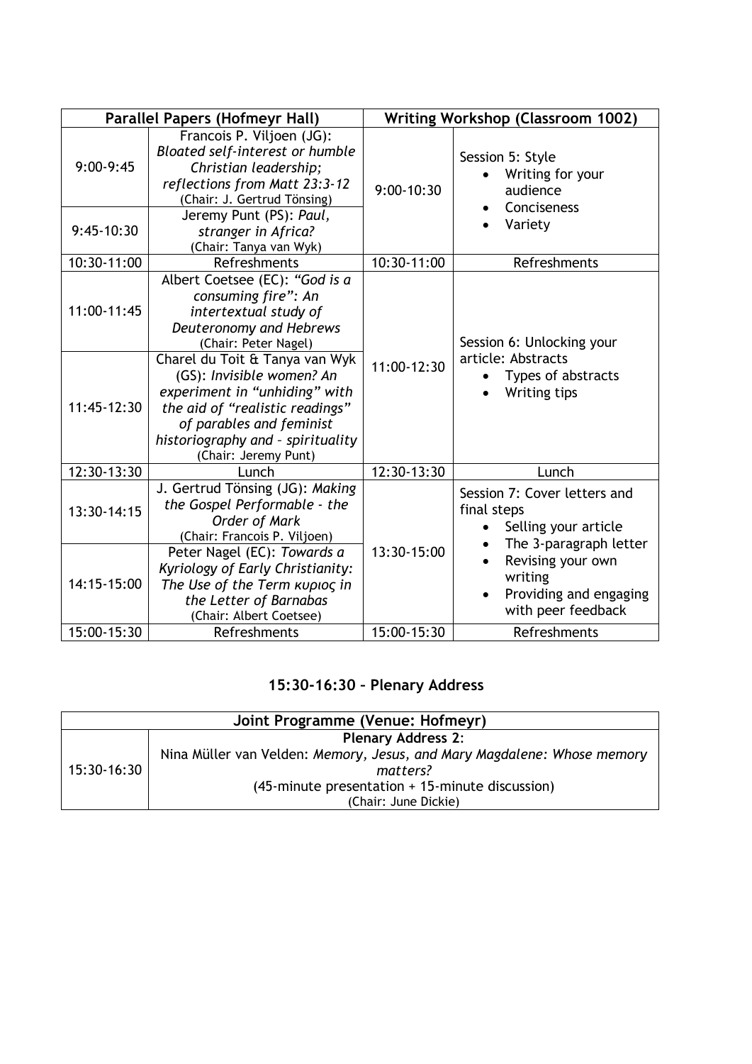| Parallel Papers (Hofmeyr Hall) | | Writing Workshop (Classroom 1002) | |
|---|---|---|---|
| 9:00-9:45 | Francois P. Viljoen (JG): *Bloated self-interest or humble Christian leadership; reflections from Matt 23:3-12* (Chair: J. Gertrud Tönsing) | 9:00-10:30 | Session 5: Style<br>• Writing for your audience<br>• Conciseness<br>• Variety |
| 9:45-10:30 | Jeremy Punt (PS): *Paul, stranger in Africa?* (Chair: Tanya van Wyk) | | |
| 10:30-11:00 | Refreshments | 10:30-11:00 | Refreshments |
| 11:00-11:45 | Albert Coetsee (EC): *"God is a consuming fire": An intertextual study of Deuteronomy and Hebrews* (Chair: Peter Nagel) | 11:00-12:30 | Session 6: Unlocking your article: Abstracts<br>• Types of abstracts<br>• Writing tips |
| 11:45-12:30 | Charel du Toit & Tanya van Wyk (GS): *Invisible women? An experiment in "unhiding" with the aid of "realistic readings" of parables and feminist historiography and - spirituality* (Chair: Jeremy Punt) | | |
| 12:30-13:30 | Lunch | 12:30-13:30 | Lunch |
| 13:30-14:15 | J. Gertrud Tönsing (JG): *Making the Gospel Performable - the Order of Mark* (Chair: Francois P. Viljoen) | 13:30-15:00 | Session 7: Cover letters and final steps<br>• Selling your article<br>• The 3-paragraph letter<br>• Revising your own writing<br>• Providing and engaging with peer feedback |
| 14:15-15:00 | Peter Nagel (EC): *Towards a Kyriology of Early Christianity: The Use of the Term κυριος in the Letter of Barnabas* (Chair: Albert Coetsee) | | |
| 15:00-15:30 | Refreshments | 15:00-15:30 | Refreshments |

## 15:30-16:30 – Plenary Address

| Joint Programme (Venue: Hofmeyr) | |
|---|---|
| 15:30-16:30 | **Plenary Address 2**:<br>Nina Müller van Velden: *Memory, Jesus, and Mary Magdalene: Whose memory matters?*<br>(45-minute presentation + 15-minute discussion)<br>(Chair: June Dickie) |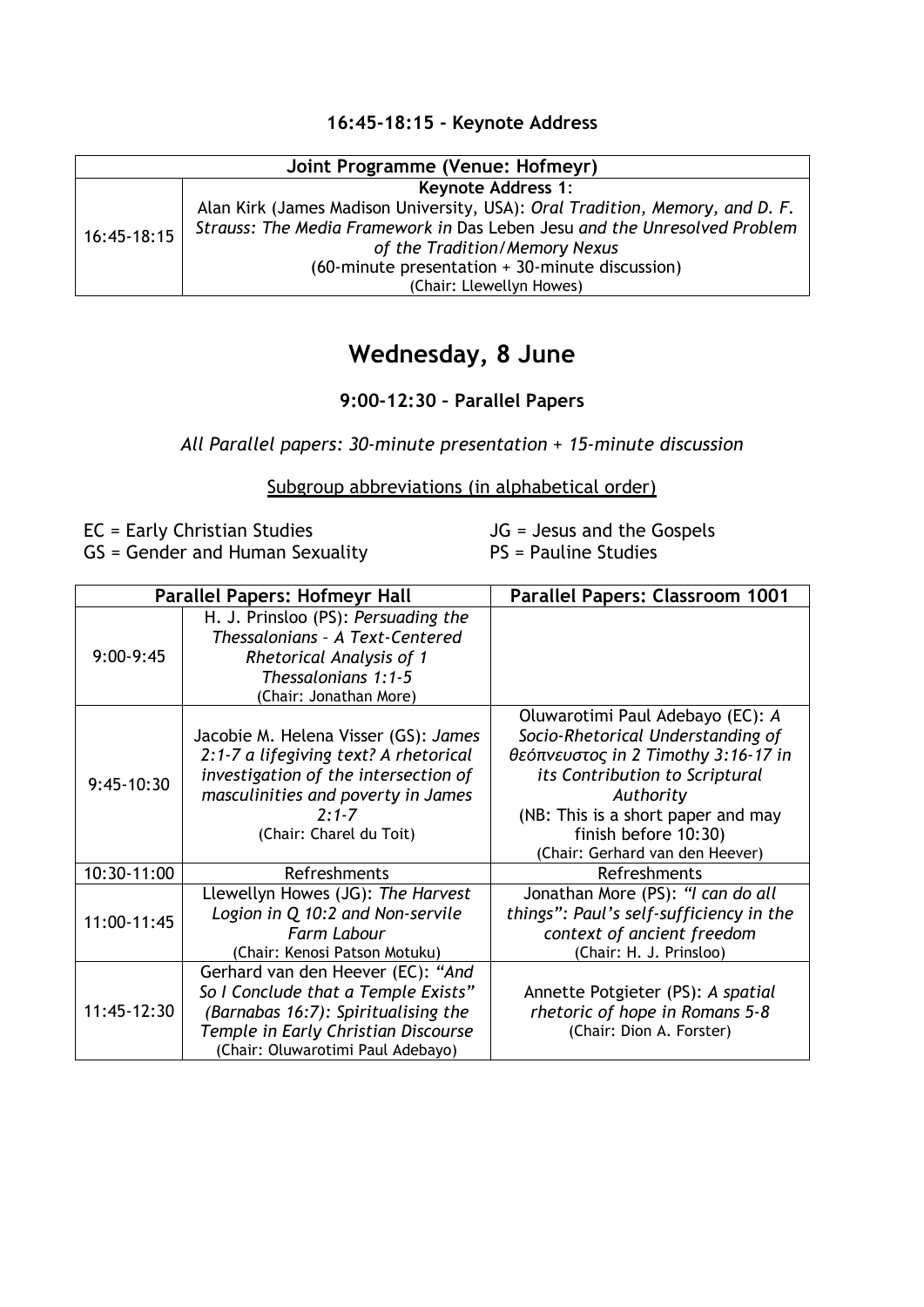### 16:45-18:15 - Keynote Address

| Joint Programme (Venue: Hofmeyr) | |
|---|---|
| 16:45-18:15 | **Keynote Address 1**:<br>Alan Kirk (James Madison University, USA): *Oral Tradition, Memory, and D. F. Strauss: The Media Framework in* Das Leben Jesu *and the Unresolved Problem of the Tradition/Memory Nexus*<br>(60-minute presentation + 30-minute discussion)<br>(Chair: Llewellyn Howes) |

## Wednesday, 8 June

### 9:00-12:30 – Parallel Papers

*All Parallel papers: 30-minute presentation + 15-minute discussion*

Subgroup abbreviations (in alphabetical order)

EC = Early Christian Studies
GS = Gender and Human Sexuality
JG = Jesus and the Gospels
PS = Pauline Studies

| | Parallel Papers: Hofmeyr Hall | Parallel Papers: Classroom 1001 |
|---|---|---|
| 9:00-9:45 | H. J. Prinsloo (PS): *Persuading the Thessalonians – A Text-Centered Rhetorical Analysis of 1 Thessalonians 1:1-5*<br>(Chair: Jonathan More) | |
| 9:45-10:30 | Jacobie M. Helena Visser (GS): *James 2:1-7 a lifegiving text? A rhetorical investigation of the intersection of masculinities and poverty in James 2:1-7*<br>(Chair: Charel du Toit) | Oluwarotimi Paul Adebayo (EC): *A Socio-Rhetorical Understanding of θεόπνευστος in 2 Timothy 3:16-17 in its Contribution to Scriptural Authority*<br>(NB: This is a short paper and may finish before 10:30)<br>(Chair: Gerhard van den Heever) |
| 10:30-11:00 | Refreshments | Refreshments |
| 11:00-11:45 | Llewellyn Howes (JG): *The Harvest Logion in Q 10:2 and Non-servile Farm Labour*<br>(Chair: Kenosi Patson Motuku) | Jonathan More (PS): *"I can do all things": Paul's self-sufficiency in the context of ancient freedom*<br>(Chair: H. J. Prinsloo) |
| 11:45-12:30 | Gerhard van den Heever (EC): *"And So I Conclude that a Temple Exists" (Barnabas 16:7): Spiritualising the Temple in Early Christian Discourse*<br>(Chair: Oluwarotimi Paul Adebayo) | Annette Potgieter (PS): *A spatial rhetoric of hope in Romans 5-8*<br>(Chair: Dion A. Forster) |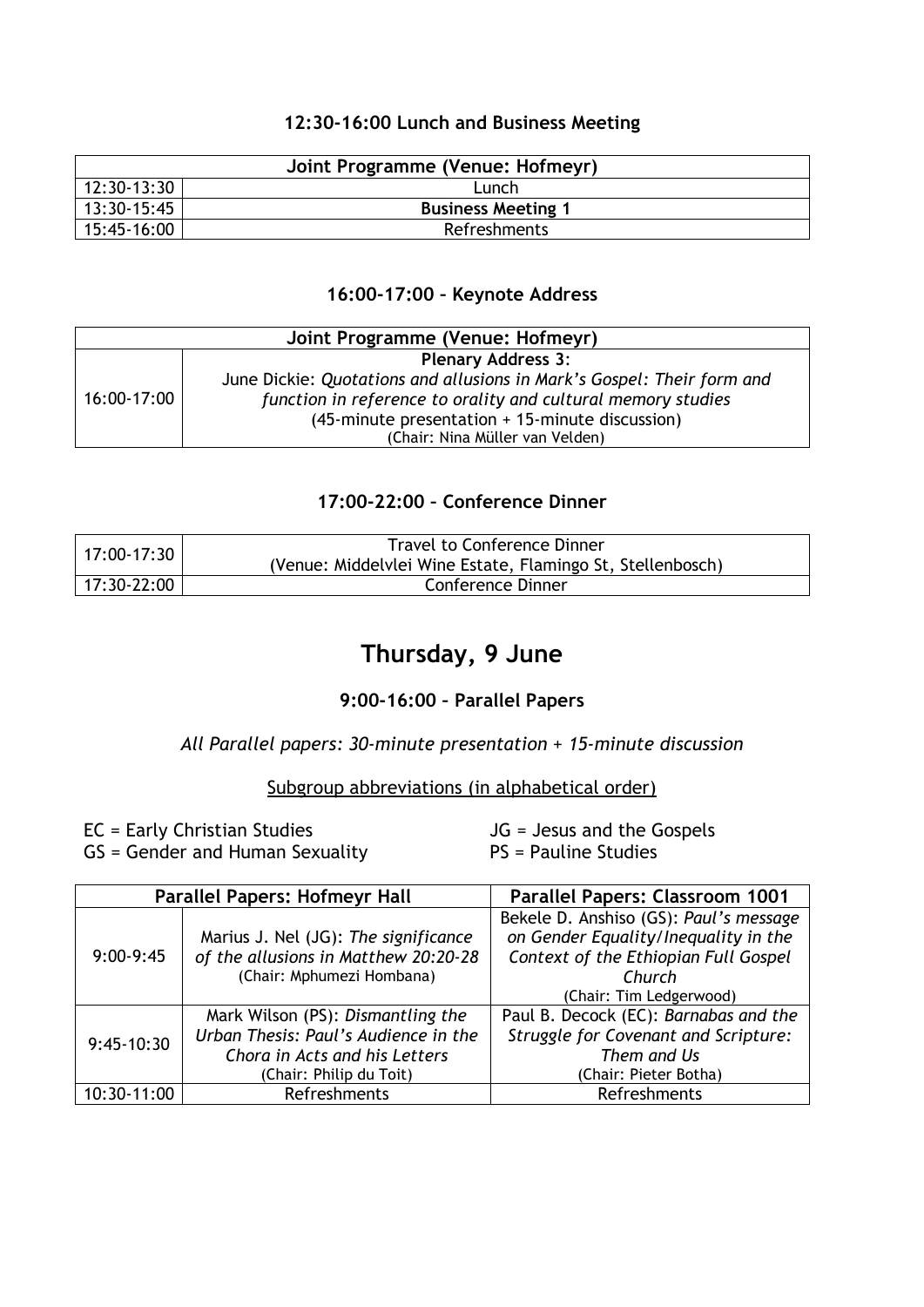### 12:30-16:00 Lunch and Business Meeting

| Joint Programme (Venue: Hofmeyr) | |
|---|---|
| 12:30-13:30 | Lunch |
| 13:30-15:45 | **Business Meeting 1** |
| 15:45-16:00 | Refreshments |

### 16:00-17:00 – Keynote Address

| Joint Programme (Venue: Hofmeyr) | |
|---|---|
| 16:00-17:00 | **Plenary Address 3**:<br>June Dickie: *Quotations and allusions in Mark's Gospel: Their form and function in reference to orality and cultural memory studies*<br>(45-minute presentation + 15-minute discussion)<br>(Chair: Nina Müller van Velden) |

### 17:00-22:00 – Conference Dinner

| | |
|---|---|
| 17:00-17:30 | Travel to Conference Dinner<br>(Venue: Middelvlei Wine Estate, Flamingo St, Stellenbosch) |
| 17:30-22:00 | Conference Dinner |

# Thursday, 9 June

### 9:00-16:00 – Parallel Papers

*All Parallel papers: 30-minute presentation + 15-minute discussion*

Subgroup abbreviations (in alphabetical order)

EC = Early Christian Studies
GS = Gender and Human Sexuality
JG = Jesus and the Gospels
PS = Pauline Studies

| Parallel Papers: Hofmeyr Hall | | Parallel Papers: Classroom 1001 |
|---|---|---|
| 9:00-9:45 | Marius J. Nel (JG): *The significance of the allusions in Matthew 20:20-28*<br>(Chair: Mphumezi Hombana) | Bekele D. Anshiso (GS): *Paul's message on Gender Equality/Inequality in the Context of the Ethiopian Full Gospel Church*<br>(Chair: Tim Ledgerwood) |
| 9:45-10:30 | Mark Wilson (PS): *Dismantling the Urban Thesis: Paul's Audience in the Chora in Acts and his Letters*<br>(Chair: Philip du Toit) | Paul B. Decock (EC): *Barnabas and the Struggle for Covenant and Scripture: Them and Us*<br>(Chair: Pieter Botha) |
| 10:30-11:00 | Refreshments | Refreshments |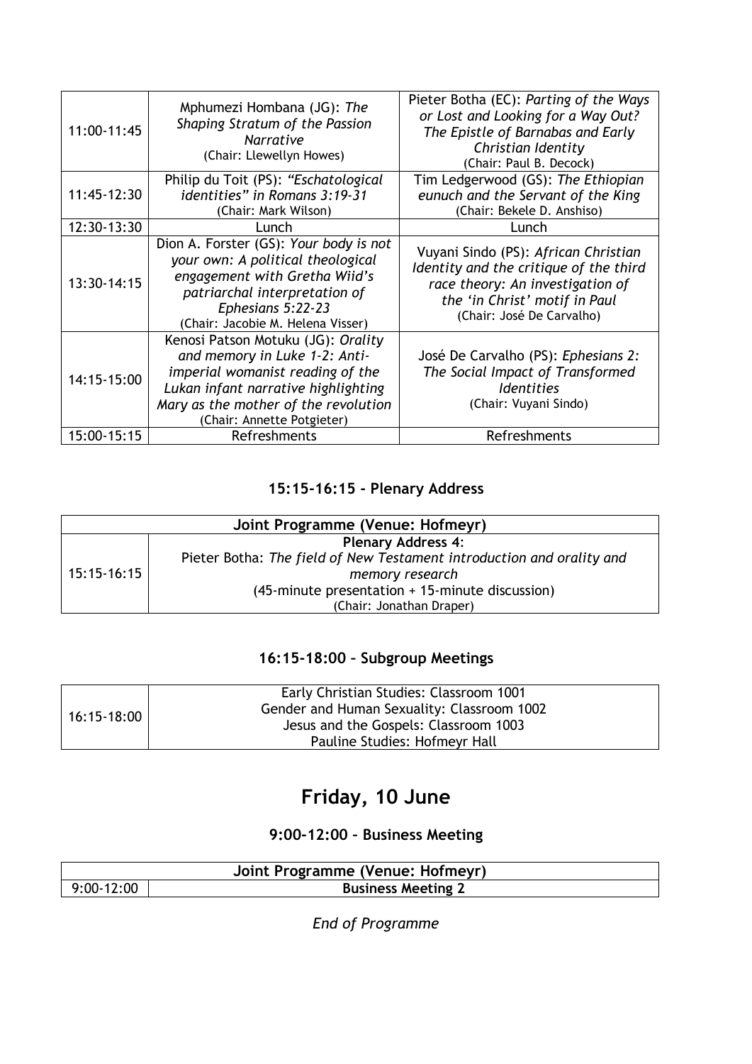| | | |
|---|---|---|
| 11:00-11:45 | Mphumezi Hombana (JG): *The Shaping Stratum of the Passion Narrative* (Chair: Llewellyn Howes) | Pieter Botha (EC): *Parting of the Ways or Lost and Looking for a Way Out? The Epistle of Barnabas and Early Christian Identity* (Chair: Paul B. Decock) |
| 11:45-12:30 | Philip du Toit (PS): *"Eschatological identities" in Romans 3:19-31* (Chair: Mark Wilson) | Tim Ledgerwood (GS): *The Ethiopian eunuch and the Servant of the King* (Chair: Bekele D. Anshiso) |
| 12:30-13:30 | Lunch | Lunch |
| 13:30-14:15 | Dion A. Forster (GS): *Your body is not your own: A political theological engagement with Gretha Wiid's patriarchal interpretation of Ephesians 5:22-23* (Chair: Jacobie M. Helena Visser) | Vuyani Sindo (PS): *African Christian Identity and the critique of the third race theory: An investigation of the 'in Christ' motif in Paul* (Chair: José De Carvalho) |
| 14:15-15:00 | Kenosi Patson Motuku (JG): *Orality and memory in Luke 1-2: Anti-imperial womanist reading of the Lukan infant narrative highlighting Mary as the mother of the revolution* (Chair: Annette Potgieter) | José De Carvalho (PS): *Ephesians 2: The Social Impact of Transformed Identities* (Chair: Vuyani Sindo) |
| 15:00-15:15 | Refreshments | Refreshments |

### 15:15-16:15 - Plenary Address

| Joint Programme (Venue: Hofmeyr) | |
|---|---|
| 15:15-16:15 | **Plenary Address 4**: Pieter Botha: *The field of New Testament introduction and orality and memory research* (45-minute presentation + 15-minute discussion) (Chair: Jonathan Draper) |

### 16:15-18:00 – Subgroup Meetings

| | |
|---|---|
| 16:15-18:00 | Early Christian Studies: Classroom 1001<br>Gender and Human Sexuality: Classroom 1002<br>Jesus and the Gospels: Classroom 1003<br>Pauline Studies: Hofmeyr Hall |

## Friday, 10 June

### 9:00-12:00 – Business Meeting

| Joint Programme (Venue: Hofmeyr) | |
|---|---|
| 9:00-12:00 | **Business Meeting 2** |

*End of Programme*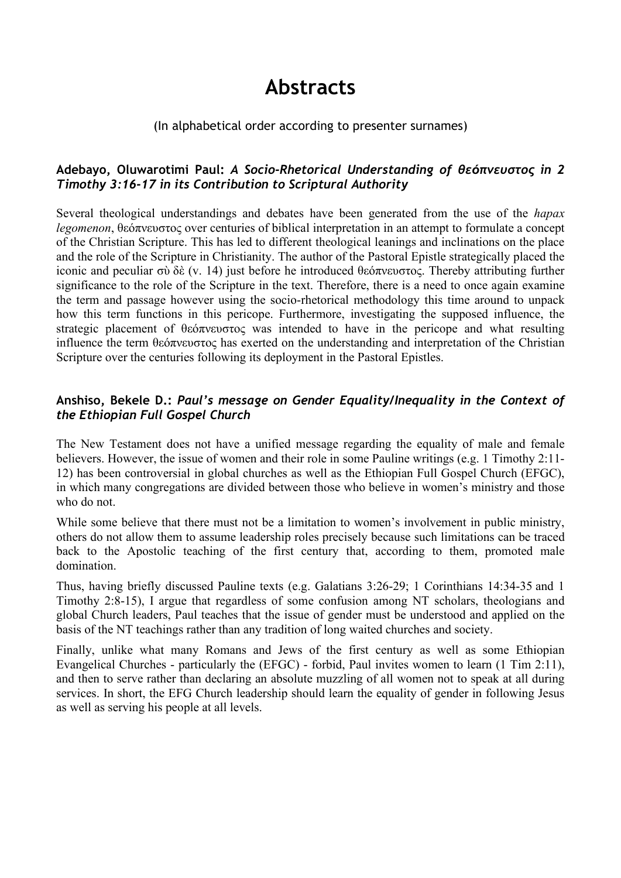# Abstracts

(In alphabetical order according to presenter surnames)

### Adebayo, Oluwarotimi Paul: *A Socio-Rhetorical Understanding of θεόπνευστος in 2 Timothy 3:16-17 in its Contribution to Scriptural Authority*

Several theological understandings and debates have been generated from the use of the *hapax legomenon*, θεόπνευστος over centuries of biblical interpretation in an attempt to formulate a concept of the Christian Scripture. This has led to different theological leanings and inclinations on the place and the role of the Scripture in Christianity. The author of the Pastoral Epistle strategically placed the iconic and peculiar σὺ δὲ (v. 14) just before he introduced θεόπνευστος. Thereby attributing further significance to the role of the Scripture in the text. Therefore, there is a need to once again examine the term and passage however using the socio-rhetorical methodology this time around to unpack how this term functions in this pericope. Furthermore, investigating the supposed influence, the strategic placement of θεόπνευστος was intended to have in the pericope and what resulting influence the term θεόπνευστος has exerted on the understanding and interpretation of the Christian Scripture over the centuries following its deployment in the Pastoral Epistles.

### Anshiso, Bekele D.: *Paul's message on Gender Equality/Inequality in the Context of the Ethiopian Full Gospel Church*

The New Testament does not have a unified message regarding the equality of male and female believers. However, the issue of women and their role in some Pauline writings (e.g. 1 Timothy 2:11-12) has been controversial in global churches as well as the Ethiopian Full Gospel Church (EFGC), in which many congregations are divided between those who believe in women's ministry and those who do not.

While some believe that there must not be a limitation to women's involvement in public ministry, others do not allow them to assume leadership roles precisely because such limitations can be traced back to the Apostolic teaching of the first century that, according to them, promoted male domination.

Thus, having briefly discussed Pauline texts (e.g. Galatians 3:26-29; 1 Corinthians 14:34-35 and 1 Timothy 2:8-15), I argue that regardless of some confusion among NT scholars, theologians and global Church leaders, Paul teaches that the issue of gender must be understood and applied on the basis of the NT teachings rather than any tradition of long waited churches and society.

Finally, unlike what many Romans and Jews of the first century as well as some Ethiopian Evangelical Churches - particularly the (EFGC) - forbid, Paul invites women to learn (1 Tim 2:11), and then to serve rather than declaring an absolute muzzling of all women not to speak at all during services. In short, the EFG Church leadership should learn the equality of gender in following Jesus as well as serving his people at all levels.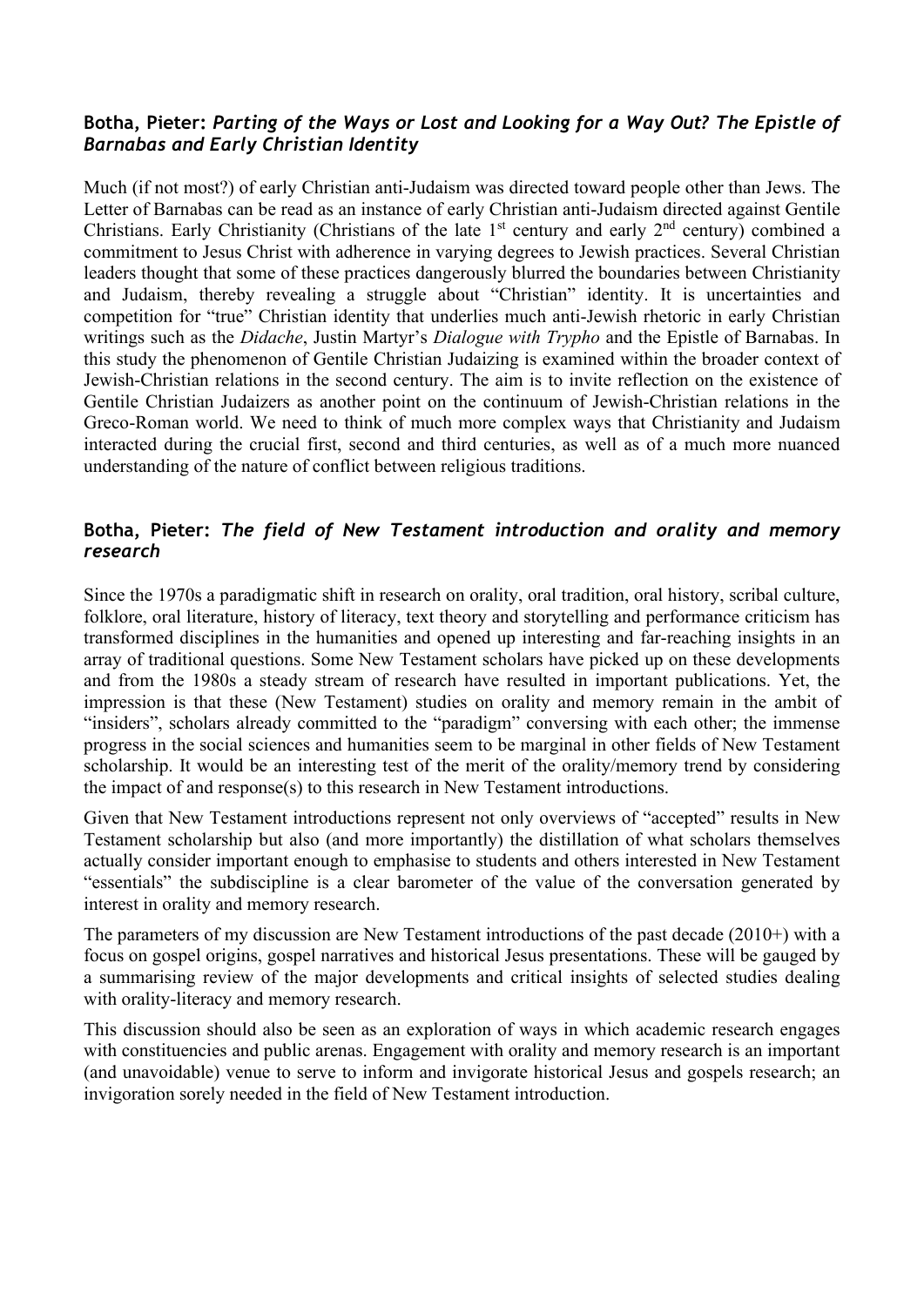### **Botha, Pieter:** ***Parting of the Ways or Lost and Looking for a Way Out? The Epistle of Barnabas and Early Christian Identity***

Much (if not most?) of early Christian anti-Judaism was directed toward people other than Jews. The Letter of Barnabas can be read as an instance of early Christian anti-Judaism directed against Gentile Christians. Early Christianity (Christians of the late 1st century and early 2nd century) combined a commitment to Jesus Christ with adherence in varying degrees to Jewish practices. Several Christian leaders thought that some of these practices dangerously blurred the boundaries between Christianity and Judaism, thereby revealing a struggle about "Christian" identity. It is uncertainties and competition for "true" Christian identity that underlies much anti-Jewish rhetoric in early Christian writings such as the *Didache*, Justin Martyr's *Dialogue with Trypho* and the Epistle of Barnabas. In this study the phenomenon of Gentile Christian Judaizing is examined within the broader context of Jewish-Christian relations in the second century. The aim is to invite reflection on the existence of Gentile Christian Judaizers as another point on the continuum of Jewish-Christian relations in the Greco-Roman world. We need to think of much more complex ways that Christianity and Judaism interacted during the crucial first, second and third centuries, as well as of a much more nuanced understanding of the nature of conflict between religious traditions.

### **Botha, Pieter:** ***The field of New Testament introduction and orality and memory research***

Since the 1970s a paradigmatic shift in research on orality, oral tradition, oral history, scribal culture, folklore, oral literature, history of literacy, text theory and storytelling and performance criticism has transformed disciplines in the humanities and opened up interesting and far-reaching insights in an array of traditional questions. Some New Testament scholars have picked up on these developments and from the 1980s a steady stream of research have resulted in important publications. Yet, the impression is that these (New Testament) studies on orality and memory remain in the ambit of "insiders", scholars already committed to the "paradigm" conversing with each other; the immense progress in the social sciences and humanities seem to be marginal in other fields of New Testament scholarship. It would be an interesting test of the merit of the orality/memory trend by considering the impact of and response(s) to this research in New Testament introductions.

Given that New Testament introductions represent not only overviews of "accepted" results in New Testament scholarship but also (and more importantly) the distillation of what scholars themselves actually consider important enough to emphasise to students and others interested in New Testament "essentials" the subdiscipline is a clear barometer of the value of the conversation generated by interest in orality and memory research.

The parameters of my discussion are New Testament introductions of the past decade (2010+) with a focus on gospel origins, gospel narratives and historical Jesus presentations. These will be gauged by a summarising review of the major developments and critical insights of selected studies dealing with orality-literacy and memory research.

This discussion should also be seen as an exploration of ways in which academic research engages with constituencies and public arenas. Engagement with orality and memory research is an important (and unavoidable) venue to serve to inform and invigorate historical Jesus and gospels research; an invigoration sorely needed in the field of New Testament introduction.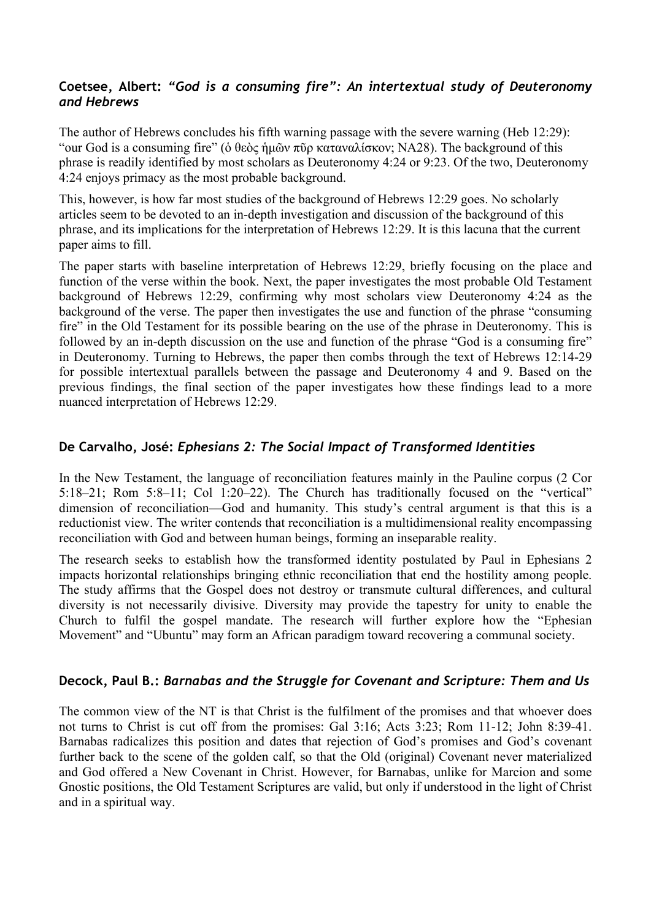### Coetsee, Albert: *"God is a consuming fire": An intertextual study of Deuteronomy and Hebrews*

The author of Hebrews concludes his fifth warning passage with the severe warning (Heb 12:29): "our God is a consuming fire" (ὁ θεὸς ἡμῶν πῦρ καταναλίσκον; NA28). The background of this phrase is readily identified by most scholars as Deuteronomy 4:24 or 9:23. Of the two, Deuteronomy 4:24 enjoys primacy as the most probable background.

This, however, is how far most studies of the background of Hebrews 12:29 goes. No scholarly articles seem to be devoted to an in-depth investigation and discussion of the background of this phrase, and its implications for the interpretation of Hebrews 12:29. It is this lacuna that the current paper aims to fill.

The paper starts with baseline interpretation of Hebrews 12:29, briefly focusing on the place and function of the verse within the book. Next, the paper investigates the most probable Old Testament background of Hebrews 12:29, confirming why most scholars view Deuteronomy 4:24 as the background of the verse. The paper then investigates the use and function of the phrase "consuming fire" in the Old Testament for its possible bearing on the use of the phrase in Deuteronomy. This is followed by an in-depth discussion on the use and function of the phrase "God is a consuming fire" in Deuteronomy. Turning to Hebrews, the paper then combs through the text of Hebrews 12:14-29 for possible intertextual parallels between the passage and Deuteronomy 4 and 9. Based on the previous findings, the final section of the paper investigates how these findings lead to a more nuanced interpretation of Hebrews 12:29.

### De Carvalho, José: *Ephesians 2: The Social Impact of Transformed Identities*

In the New Testament, the language of reconciliation features mainly in the Pauline corpus (2 Cor 5:18–21; Rom 5:8–11; Col 1:20–22). The Church has traditionally focused on the "vertical" dimension of reconciliation—God and humanity. This study's central argument is that this is a reductionist view. The writer contends that reconciliation is a multidimensional reality encompassing reconciliation with God and between human beings, forming an inseparable reality.

The research seeks to establish how the transformed identity postulated by Paul in Ephesians 2 impacts horizontal relationships bringing ethnic reconciliation that end the hostility among people. The study affirms that the Gospel does not destroy or transmute cultural differences, and cultural diversity is not necessarily divisive. Diversity may provide the tapestry for unity to enable the Church to fulfil the gospel mandate. The research will further explore how the "Ephesian Movement" and "Ubuntu" may form an African paradigm toward recovering a communal society.

### Decock, Paul B.: *Barnabas and the Struggle for Covenant and Scripture: Them and Us*

The common view of the NT is that Christ is the fulfilment of the promises and that whoever does not turns to Christ is cut off from the promises: Gal 3:16; Acts 3:23; Rom 11-12; John 8:39-41. Barnabas radicalizes this position and dates that rejection of God's promises and God's covenant further back to the scene of the golden calf, so that the Old (original) Covenant never materialized and God offered a New Covenant in Christ. However, for Barnabas, unlike for Marcion and some Gnostic positions, the Old Testament Scriptures are valid, but only if understood in the light of Christ and in a spiritual way.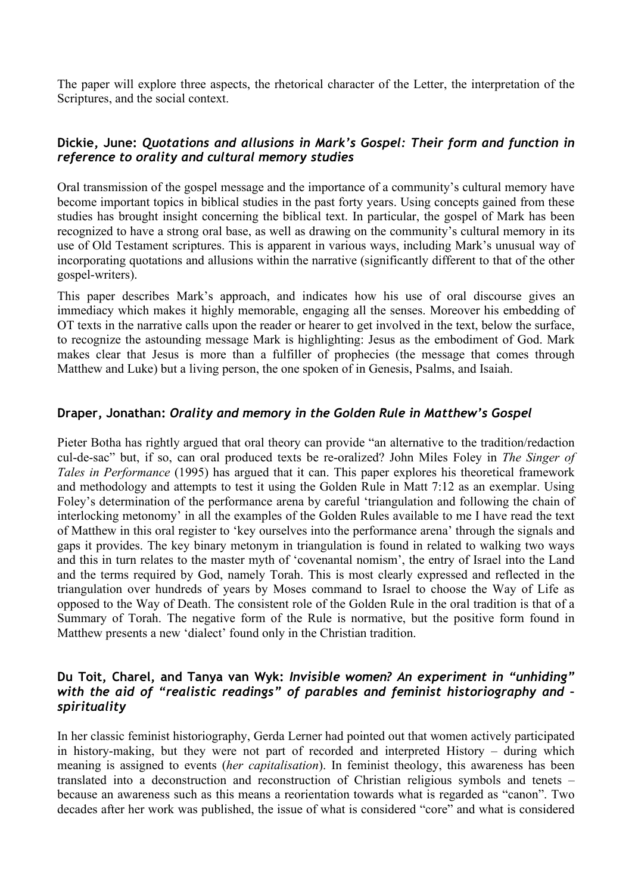The paper will explore three aspects, the rhetorical character of the Letter, the interpretation of the Scriptures, and the social context.

### **Dickie, June:** *Quotations and allusions in Mark's Gospel: Their form and function in reference to orality and cultural memory studies*

Oral transmission of the gospel message and the importance of a community's cultural memory have become important topics in biblical studies in the past forty years. Using concepts gained from these studies has brought insight concerning the biblical text. In particular, the gospel of Mark has been recognized to have a strong oral base, as well as drawing on the community's cultural memory in its use of Old Testament scriptures. This is apparent in various ways, including Mark's unusual way of incorporating quotations and allusions within the narrative (significantly different to that of the other gospel-writers).

This paper describes Mark's approach, and indicates how his use of oral discourse gives an immediacy which makes it highly memorable, engaging all the senses. Moreover his embedding of OT texts in the narrative calls upon the reader or hearer to get involved in the text, below the surface, to recognize the astounding message Mark is highlighting: Jesus as the embodiment of God. Mark makes clear that Jesus is more than a fulfiller of prophecies (the message that comes through Matthew and Luke) but a living person, the one spoken of in Genesis, Psalms, and Isaiah.

### **Draper, Jonathan:** *Orality and memory in the Golden Rule in Matthew's Gospel*

Pieter Botha has rightly argued that oral theory can provide "an alternative to the tradition/redaction cul-de-sac" but, if so, can oral produced texts be re-oralized? John Miles Foley in *The Singer of Tales in Performance* (1995) has argued that it can. This paper explores his theoretical framework and methodology and attempts to test it using the Golden Rule in Matt 7:12 as an exemplar. Using Foley's determination of the performance arena by careful 'triangulation and following the chain of interlocking metonomy' in all the examples of the Golden Rules available to me I have read the text of Matthew in this oral register to 'key ourselves into the performance arena' through the signals and gaps it provides. The key binary metonym in triangulation is found in related to walking two ways and this in turn relates to the master myth of 'covenantal nomism', the entry of Israel into the Land and the terms required by God, namely Torah. This is most clearly expressed and reflected in the triangulation over hundreds of years by Moses command to Israel to choose the Way of Life as opposed to the Way of Death. The consistent role of the Golden Rule in the oral tradition is that of a Summary of Torah. The negative form of the Rule is normative, but the positive form found in Matthew presents a new 'dialect' found only in the Christian tradition.

### **Du Toit, Charel, and Tanya van Wyk:** *Invisible women? An experiment in "unhiding" with the aid of "realistic readings" of parables and feminist historiography and – spirituality*

In her classic feminist historiography, Gerda Lerner had pointed out that women actively participated in history-making, but they were not part of recorded and interpreted History – during which meaning is assigned to events (*her capitalisation*). In feminist theology, this awareness has been translated into a deconstruction and reconstruction of Christian religious symbols and tenets – because an awareness such as this means a reorientation towards what is regarded as "canon". Two decades after her work was published, the issue of what is considered "core" and what is considered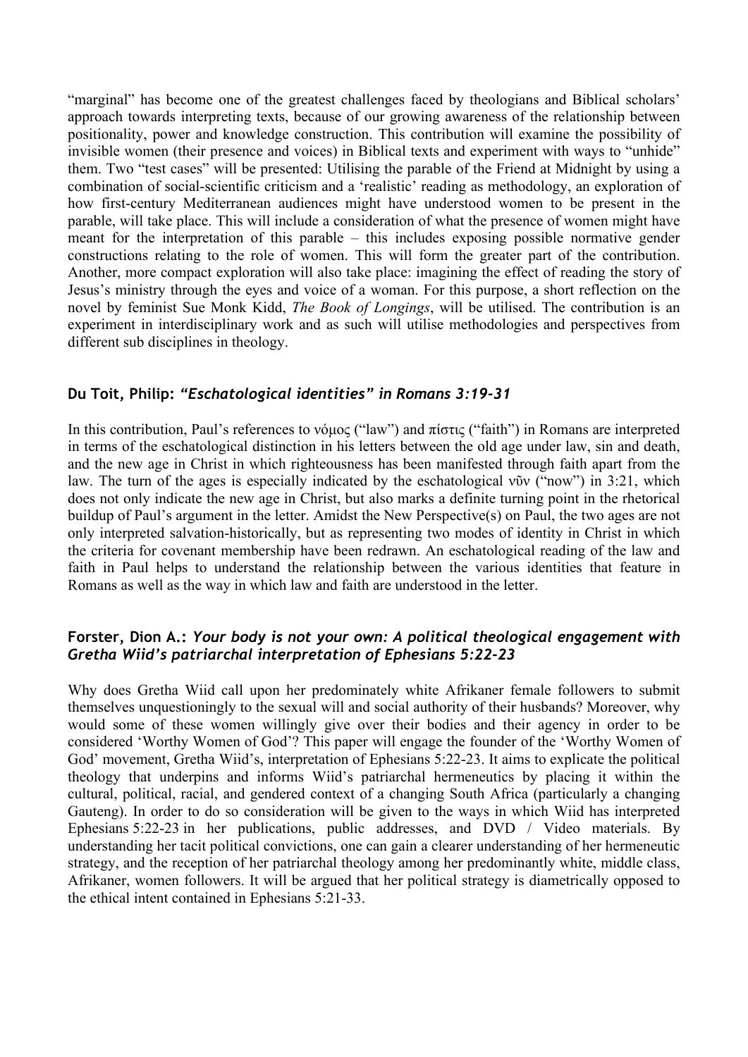"marginal" has become one of the greatest challenges faced by theologians and Biblical scholars' approach towards interpreting texts, because of our growing awareness of the relationship between positionality, power and knowledge construction. This contribution will examine the possibility of invisible women (their presence and voices) in Biblical texts and experiment with ways to "unhide" them. Two "test cases" will be presented: Utilising the parable of the Friend at Midnight by using a combination of social-scientific criticism and a 'realistic' reading as methodology, an exploration of how first-century Mediterranean audiences might have understood women to be present in the parable, will take place. This will include a consideration of what the presence of women might have meant for the interpretation of this parable – this includes exposing possible normative gender constructions relating to the role of women. This will form the greater part of the contribution. Another, more compact exploration will also take place: imagining the effect of reading the story of Jesus's ministry through the eyes and voice of a woman. For this purpose, a short reflection on the novel by feminist Sue Monk Kidd, *The Book of Longings*, will be utilised. The contribution is an experiment in interdisciplinary work and as such will utilise methodologies and perspectives from different sub disciplines in theology.

### Du Toit, Philip: *"Eschatological identities" in Romans 3:19-31*

In this contribution, Paul's references to νόμος ("law") and πίστις ("faith") in Romans are interpreted in terms of the eschatological distinction in his letters between the old age under law, sin and death, and the new age in Christ in which righteousness has been manifested through faith apart from the law. The turn of the ages is especially indicated by the eschatological νῦν ("now") in 3:21, which does not only indicate the new age in Christ, but also marks a definite turning point in the rhetorical buildup of Paul's argument in the letter. Amidst the New Perspective(s) on Paul, the two ages are not only interpreted salvation-historically, but as representing two modes of identity in Christ in which the criteria for covenant membership have been redrawn. An eschatological reading of the law and faith in Paul helps to understand the relationship between the various identities that feature in Romans as well as the way in which law and faith are understood in the letter.

### Forster, Dion A.: *Your body is not your own: A political theological engagement with Gretha Wiid's patriarchal interpretation of Ephesians 5:22-23*

Why does Gretha Wiid call upon her predominately white Afrikaner female followers to submit themselves unquestioningly to the sexual will and social authority of their husbands? Moreover, why would some of these women willingly give over their bodies and their agency in order to be considered 'Worthy Women of God'? This paper will engage the founder of the 'Worthy Women of God' movement, Gretha Wiid's, interpretation of Ephesians 5:22-23. It aims to explicate the political theology that underpins and informs Wiid's patriarchal hermeneutics by placing it within the cultural, political, racial, and gendered context of a changing South Africa (particularly a changing Gauteng). In order to do so consideration will be given to the ways in which Wiid has interpreted Ephesians 5:22-23 in her publications, public addresses, and DVD / Video materials. By understanding her tacit political convictions, one can gain a clearer understanding of her hermeneutic strategy, and the reception of her patriarchal theology among her predominantly white, middle class, Afrikaner, women followers. It will be argued that her political strategy is diametrically opposed to the ethical intent contained in Ephesians 5:21-33.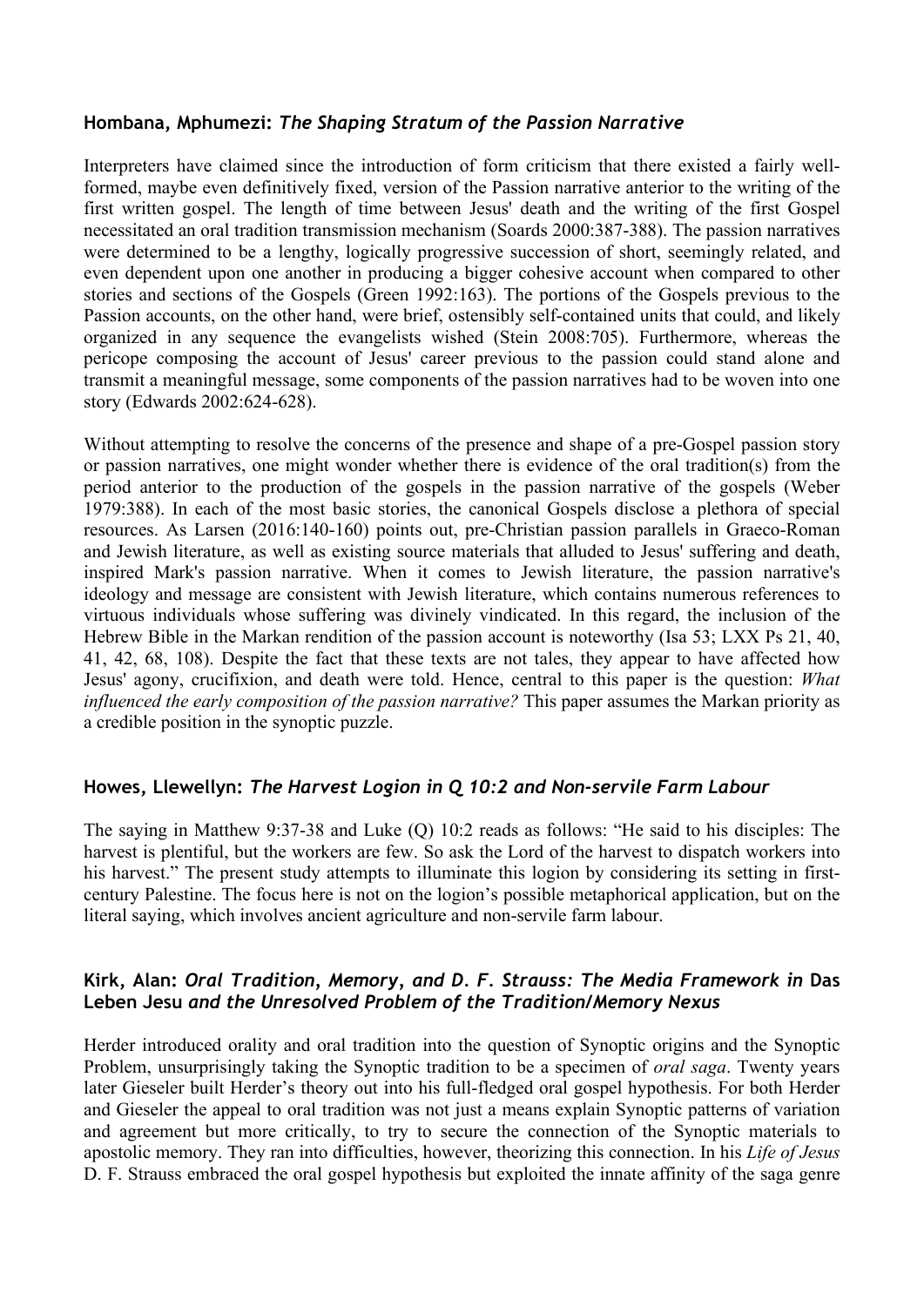### Hombana, Mphumezi: *The Shaping Stratum of the Passion Narrative*

Interpreters have claimed since the introduction of form criticism that there existed a fairly well-formed, maybe even definitively fixed, version of the Passion narrative anterior to the writing of the first written gospel. The length of time between Jesus' death and the writing of the first Gospel necessitated an oral tradition transmission mechanism (Soards 2000:387-388). The passion narratives were determined to be a lengthy, logically progressive succession of short, seemingly related, and even dependent upon one another in producing a bigger cohesive account when compared to other stories and sections of the Gospels (Green 1992:163). The portions of the Gospels previous to the Passion accounts, on the other hand, were brief, ostensibly self-contained units that could, and likely organized in any sequence the evangelists wished (Stein 2008:705). Furthermore, whereas the pericope composing the account of Jesus' career previous to the passion could stand alone and transmit a meaningful message, some components of the passion narratives had to be woven into one story (Edwards 2002:624-628).

Without attempting to resolve the concerns of the presence and shape of a pre-Gospel passion story or passion narratives, one might wonder whether there is evidence of the oral tradition(s) from the period anterior to the production of the gospels in the passion narrative of the gospels (Weber 1979:388). In each of the most basic stories, the canonical Gospels disclose a plethora of special resources. As Larsen (2016:140-160) points out, pre-Christian passion parallels in Graeco-Roman and Jewish literature, as well as existing source materials that alluded to Jesus' suffering and death, inspired Mark's passion narrative. When it comes to Jewish literature, the passion narrative's ideology and message are consistent with Jewish literature, which contains numerous references to virtuous individuals whose suffering was divinely vindicated. In this regard, the inclusion of the Hebrew Bible in the Markan rendition of the passion account is noteworthy (Isa 53; LXX Ps 21, 40, 41, 42, 68, 108). Despite the fact that these texts are not tales, they appear to have affected how Jesus' agony, crucifixion, and death were told. Hence, central to this paper is the question: *What influenced the early composition of the passion narrative?* This paper assumes the Markan priority as a credible position in the synoptic puzzle.

### Howes, Llewellyn: *The Harvest Logion in Q 10:2 and Non-servile Farm Labour*

The saying in Matthew 9:37-38 and Luke (Q) 10:2 reads as follows: "He said to his disciples: The harvest is plentiful, but the workers are few. So ask the Lord of the harvest to dispatch workers into his harvest." The present study attempts to illuminate this logion by considering its setting in first-century Palestine. The focus here is not on the logion's possible metaphorical application, but on the literal saying, which involves ancient agriculture and non-servile farm labour.

### Kirk, Alan: *Oral Tradition, Memory, and D. F. Strauss: The Media Framework in* Das Leben Jesu *and the Unresolved Problem of the Tradition/Memory Nexus*

Herder introduced orality and oral tradition into the question of Synoptic origins and the Synoptic Problem, unsurprisingly taking the Synoptic tradition to be a specimen of *oral saga*. Twenty years later Gieseler built Herder's theory out into his full-fledged oral gospel hypothesis. For both Herder and Gieseler the appeal to oral tradition was not just a means explain Synoptic patterns of variation and agreement but more critically, to try to secure the connection of the Synoptic materials to apostolic memory. They ran into difficulties, however, theorizing this connection. In his *Life of Jesus* D. F. Strauss embraced the oral gospel hypothesis but exploited the innate affinity of the saga genre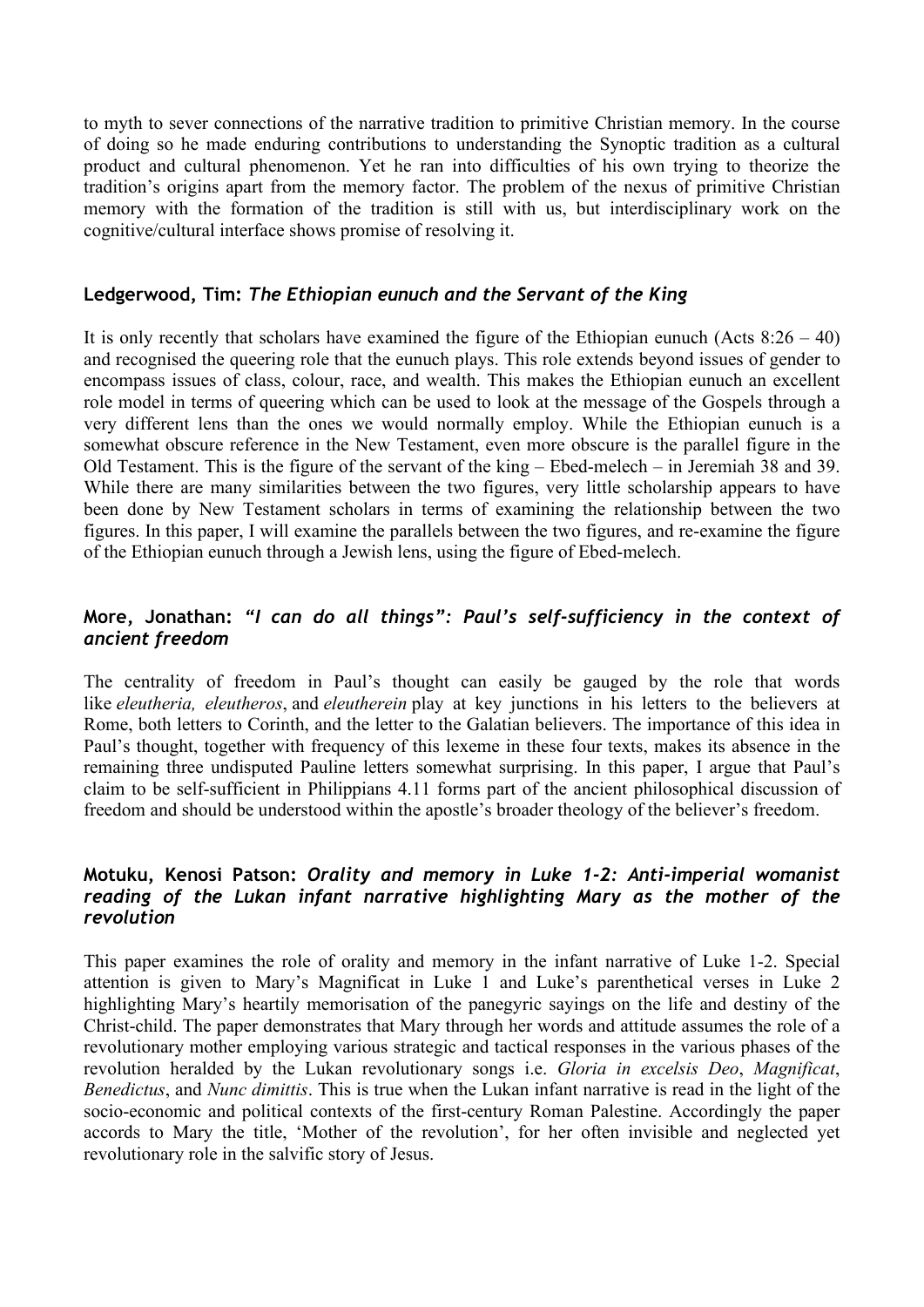to myth to sever connections of the narrative tradition to primitive Christian memory. In the course of doing so he made enduring contributions to understanding the Synoptic tradition as a cultural product and cultural phenomenon. Yet he ran into difficulties of his own trying to theorize the tradition's origins apart from the memory factor. The problem of the nexus of primitive Christian memory with the formation of the tradition is still with us, but interdisciplinary work on the cognitive/cultural interface shows promise of resolving it.

### Ledgerwood, Tim: *The Ethiopian eunuch and the Servant of the King*

It is only recently that scholars have examined the figure of the Ethiopian eunuch (Acts 8:26 – 40) and recognised the queering role that the eunuch plays. This role extends beyond issues of gender to encompass issues of class, colour, race, and wealth. This makes the Ethiopian eunuch an excellent role model in terms of queering which can be used to look at the message of the Gospels through a very different lens than the ones we would normally employ. While the Ethiopian eunuch is a somewhat obscure reference in the New Testament, even more obscure is the parallel figure in the Old Testament. This is the figure of the servant of the king – Ebed-melech – in Jeremiah 38 and 39. While there are many similarities between the two figures, very little scholarship appears to have been done by New Testament scholars in terms of examining the relationship between the two figures. In this paper, I will examine the parallels between the two figures, and re-examine the figure of the Ethiopian eunuch through a Jewish lens, using the figure of Ebed-melech.

### More, Jonathan: *"I can do all things": Paul's self-sufficiency in the context of ancient freedom*

The centrality of freedom in Paul's thought can easily be gauged by the role that words like *eleutheria, eleutheros*, and *eleutherein* play at key junctions in his letters to the believers at Rome, both letters to Corinth, and the letter to the Galatian believers. The importance of this idea in Paul's thought, together with frequency of this lexeme in these four texts, makes its absence in the remaining three undisputed Pauline letters somewhat surprising. In this paper, I argue that Paul's claim to be self-sufficient in Philippians 4.11 forms part of the ancient philosophical discussion of freedom and should be understood within the apostle's broader theology of the believer's freedom.

### Motuku, Kenosi Patson: *Orality and memory in Luke 1-2: Anti-imperial womanist reading of the Lukan infant narrative highlighting Mary as the mother of the revolution*

This paper examines the role of orality and memory in the infant narrative of Luke 1-2. Special attention is given to Mary's Magnificat in Luke 1 and Luke's parenthetical verses in Luke 2 highlighting Mary's heartily memorisation of the panegyric sayings on the life and destiny of the Christ-child. The paper demonstrates that Mary through her words and attitude assumes the role of a revolutionary mother employing various strategic and tactical responses in the various phases of the revolution heralded by the Lukan revolutionary songs i.e. *Gloria in excelsis Deo*, *Magnificat*, *Benedictus*, and *Nunc dimittis*. This is true when the Lukan infant narrative is read in the light of the socio-economic and political contexts of the first-century Roman Palestine. Accordingly the paper accords to Mary the title, 'Mother of the revolution', for her often invisible and neglected yet revolutionary role in the salvific story of Jesus.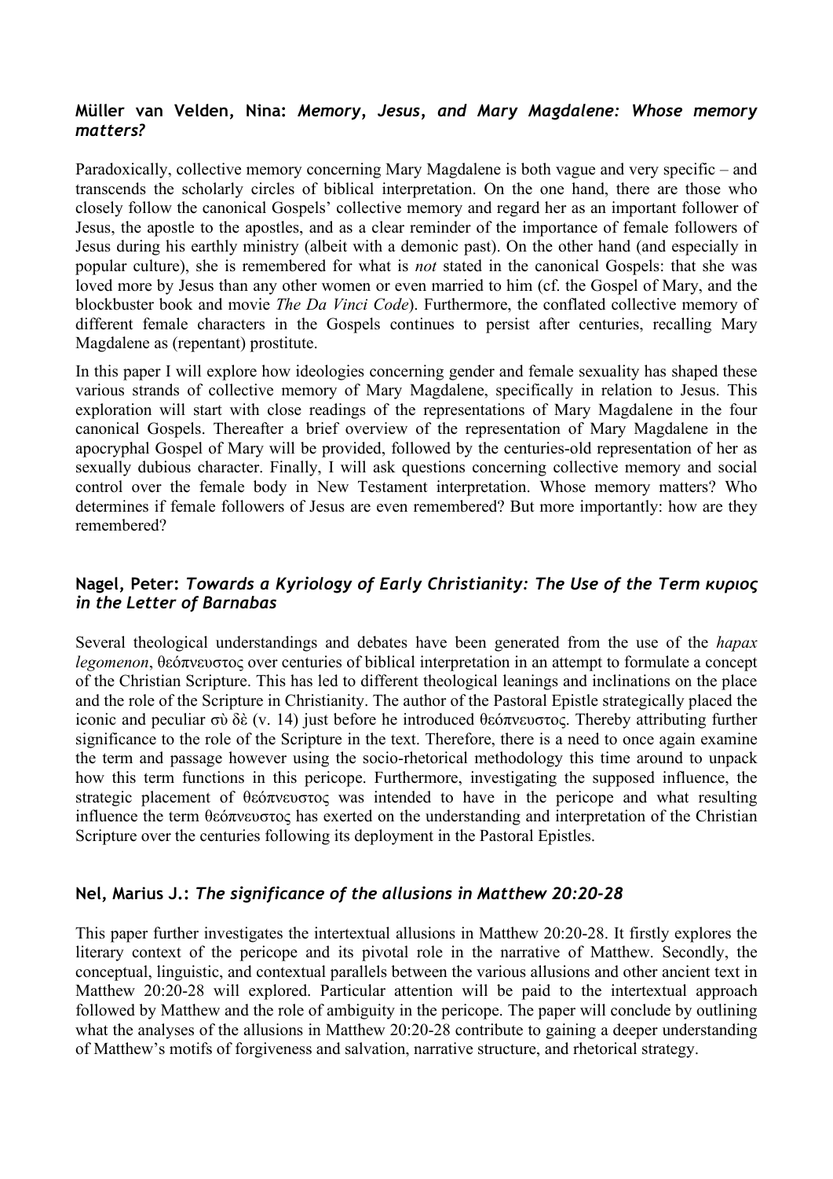### **Müller van Velden, Nina:** ***Memory, Jesus, and Mary Magdalene: Whose memory matters?***

Paradoxically, collective memory concerning Mary Magdalene is both vague and very specific – and transcends the scholarly circles of biblical interpretation. On the one hand, there are those who closely follow the canonical Gospels' collective memory and regard her as an important follower of Jesus, the apostle to the apostles, and as a clear reminder of the importance of female followers of Jesus during his earthly ministry (albeit with a demonic past). On the other hand (and especially in popular culture), she is remembered for what is *not* stated in the canonical Gospels: that she was loved more by Jesus than any other women or even married to him (cf. the Gospel of Mary, and the blockbuster book and movie *The Da Vinci Code*). Furthermore, the conflated collective memory of different female characters in the Gospels continues to persist after centuries, recalling Mary Magdalene as (repentant) prostitute.

In this paper I will explore how ideologies concerning gender and female sexuality has shaped these various strands of collective memory of Mary Magdalene, specifically in relation to Jesus. This exploration will start with close readings of the representations of Mary Magdalene in the four canonical Gospels. Thereafter a brief overview of the representation of Mary Magdalene in the apocryphal Gospel of Mary will be provided, followed by the centuries-old representation of her as sexually dubious character. Finally, I will ask questions concerning collective memory and social control over the female body in New Testament interpretation. Whose memory matters? Who determines if female followers of Jesus are even remembered? But more importantly: how are they remembered?

### **Nagel, Peter:** ***Towards a Kyriology of Early Christianity: The Use of the Term κυριος in the Letter of Barnabas***

Several theological understandings and debates have been generated from the use of the *hapax legomenon*, θεόπνευστος over centuries of biblical interpretation in an attempt to formulate a concept of the Christian Scripture. This has led to different theological leanings and inclinations on the place and the role of the Scripture in Christianity. The author of the Pastoral Epistle strategically placed the iconic and peculiar σὺ δὲ (v. 14) just before he introduced θεόπνευστος. Thereby attributing further significance to the role of the Scripture in the text. Therefore, there is a need to once again examine the term and passage however using the socio-rhetorical methodology this time around to unpack how this term functions in this pericope. Furthermore, investigating the supposed influence, the strategic placement of θεόπνευστος was intended to have in the pericope and what resulting influence the term θεόπνευστος has exerted on the understanding and interpretation of the Christian Scripture over the centuries following its deployment in the Pastoral Epistles.

### **Nel, Marius J.:** ***The significance of the allusions in Matthew 20:20-28***

This paper further investigates the intertextual allusions in Matthew 20:20-28. It firstly explores the literary context of the pericope and its pivotal role in the narrative of Matthew. Secondly, the conceptual, linguistic, and contextual parallels between the various allusions and other ancient text in Matthew 20:20-28 will explored. Particular attention will be paid to the intertextual approach followed by Matthew and the role of ambiguity in the pericope. The paper will conclude by outlining what the analyses of the allusions in Matthew 20:20-28 contribute to gaining a deeper understanding of Matthew's motifs of forgiveness and salvation, narrative structure, and rhetorical strategy.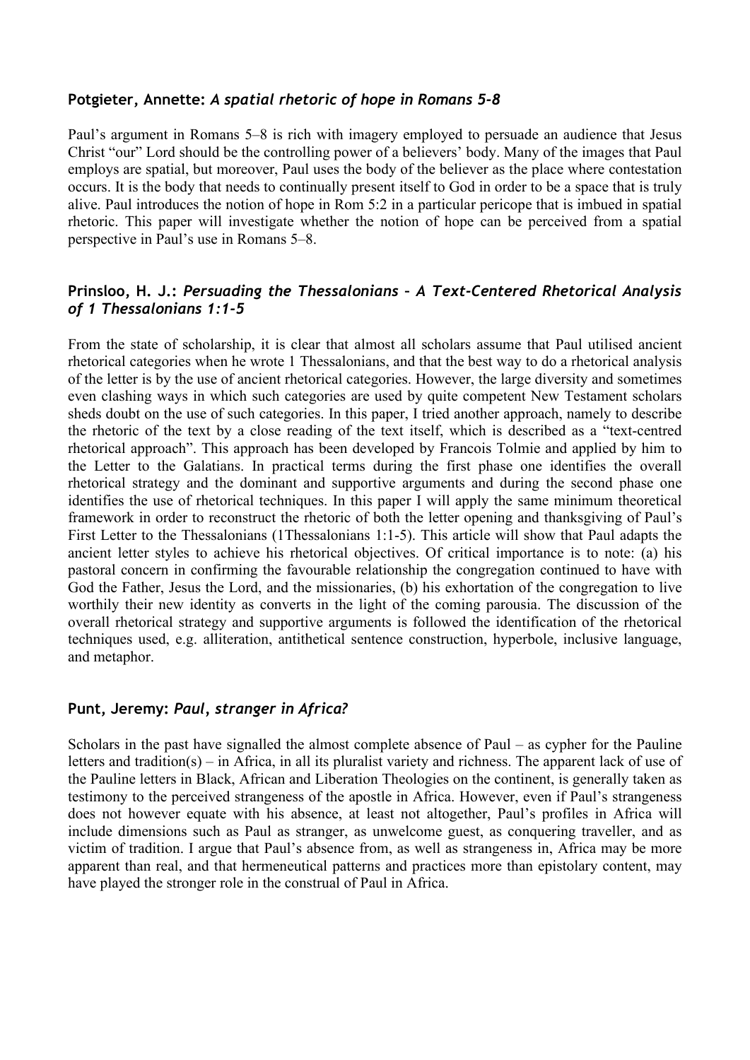### **Potgieter, Annette:** ***A spatial rhetoric of hope in Romans 5-8***

Paul's argument in Romans 5–8 is rich with imagery employed to persuade an audience that Jesus Christ "our" Lord should be the controlling power of a believers' body. Many of the images that Paul employs are spatial, but moreover, Paul uses the body of the believer as the place where contestation occurs. It is the body that needs to continually present itself to God in order to be a space that is truly alive. Paul introduces the notion of hope in Rom 5:2 in a particular pericope that is imbued in spatial rhetoric. This paper will investigate whether the notion of hope can be perceived from a spatial perspective in Paul's use in Romans 5–8.

### **Prinsloo, H. J.:** ***Persuading the Thessalonians – A Text-Centered Rhetorical Analysis of 1 Thessalonians 1:1-5***

From the state of scholarship, it is clear that almost all scholars assume that Paul utilised ancient rhetorical categories when he wrote 1 Thessalonians, and that the best way to do a rhetorical analysis of the letter is by the use of ancient rhetorical categories. However, the large diversity and sometimes even clashing ways in which such categories are used by quite competent New Testament scholars sheds doubt on the use of such categories. In this paper, I tried another approach, namely to describe the rhetoric of the text by a close reading of the text itself, which is described as a "text-centred rhetorical approach". This approach has been developed by Francois Tolmie and applied by him to the Letter to the Galatians. In practical terms during the first phase one identifies the overall rhetorical strategy and the dominant and supportive arguments and during the second phase one identifies the use of rhetorical techniques. In this paper I will apply the same minimum theoretical framework in order to reconstruct the rhetoric of both the letter opening and thanksgiving of Paul's First Letter to the Thessalonians (1Thessalonians 1:1-5). This article will show that Paul adapts the ancient letter styles to achieve his rhetorical objectives. Of critical importance is to note: (a) his pastoral concern in confirming the favourable relationship the congregation continued to have with God the Father, Jesus the Lord, and the missionaries, (b) his exhortation of the congregation to live worthily their new identity as converts in the light of the coming parousia. The discussion of the overall rhetorical strategy and supportive arguments is followed the identification of the rhetorical techniques used, e.g. alliteration, antithetical sentence construction, hyperbole, inclusive language, and metaphor.

### **Punt, Jeremy:** ***Paul, stranger in Africa?***

Scholars in the past have signalled the almost complete absence of Paul – as cypher for the Pauline letters and tradition(s) – in Africa, in all its pluralist variety and richness. The apparent lack of use of the Pauline letters in Black, African and Liberation Theologies on the continent, is generally taken as testimony to the perceived strangeness of the apostle in Africa. However, even if Paul's strangeness does not however equate with his absence, at least not altogether, Paul's profiles in Africa will include dimensions such as Paul as stranger, as unwelcome guest, as conquering traveller, and as victim of tradition. I argue that Paul's absence from, as well as strangeness in, Africa may be more apparent than real, and that hermeneutical patterns and practices more than epistolary content, may have played the stronger role in the construal of Paul in Africa.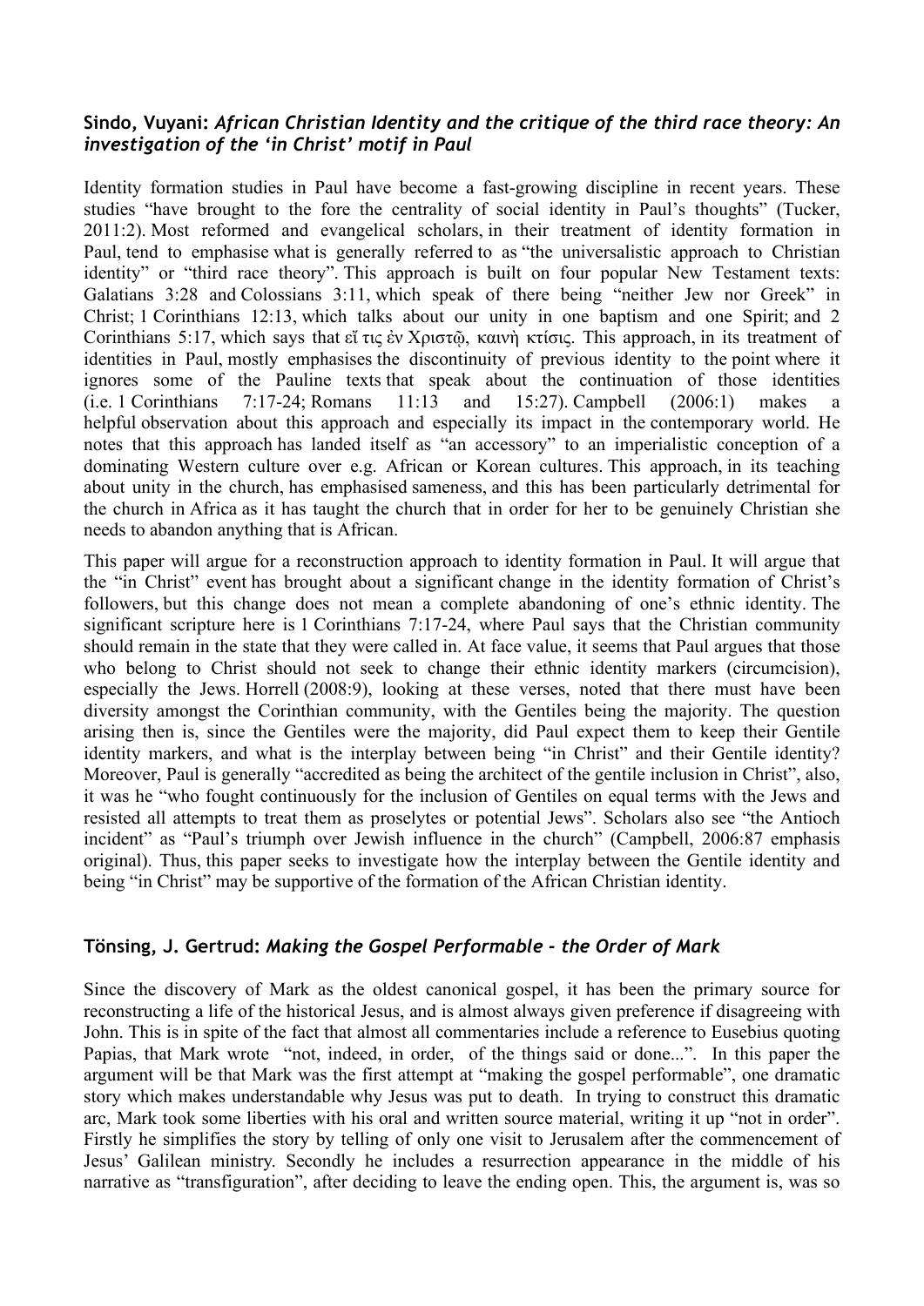### Sindo, Vuyani: *African Christian Identity and the critique of the third race theory: An investigation of the 'in Christ' motif in Paul*

Identity formation studies in Paul have become a fast-growing discipline in recent years. These studies "have brought to the fore the centrality of social identity in Paul's thoughts" (Tucker, 2011:2). Most reformed and evangelical scholars, in their treatment of identity formation in Paul, tend to emphasise what is generally referred to as "the universalistic approach to Christian identity" or "third race theory". This approach is built on four popular New Testament texts: Galatians 3:28 and Colossians 3:11, which speak of there being "neither Jew nor Greek" in Christ; 1 Corinthians 12:13, which talks about our unity in one baptism and one Spirit; and 2 Corinthians 5:17, which says that εἴ τις ἐν Χριστῷ, καινὴ κτίσις. This approach, in its treatment of identities in Paul, mostly emphasises the discontinuity of previous identity to the point where it ignores some of the Pauline texts that speak about the continuation of those identities (i.e. 1 Corinthians 7:17-24; Romans 11:13 and 15:27). Campbell (2006:1) makes a helpful observation about this approach and especially its impact in the contemporary world. He notes that this approach has landed itself as "an accessory" to an imperialistic conception of a dominating Western culture over e.g. African or Korean cultures. This approach, in its teaching about unity in the church, has emphasised sameness, and this has been particularly detrimental for the church in Africa as it has taught the church that in order for her to be genuinely Christian she needs to abandon anything that is African.

This paper will argue for a reconstruction approach to identity formation in Paul. It will argue that the "in Christ" event has brought about a significant change in the identity formation of Christ's followers, but this change does not mean a complete abandoning of one's ethnic identity. The significant scripture here is 1 Corinthians 7:17-24, where Paul says that the Christian community should remain in the state that they were called in. At face value, it seems that Paul argues that those who belong to Christ should not seek to change their ethnic identity markers (circumcision), especially the Jews. Horrell (2008:9), looking at these verses, noted that there must have been diversity amongst the Corinthian community, with the Gentiles being the majority. The question arising then is, since the Gentiles were the majority, did Paul expect them to keep their Gentile identity markers, and what is the interplay between being "in Christ" and their Gentile identity? Moreover, Paul is generally "accredited as being the architect of the gentile inclusion in Christ", also, it was he "who fought continuously for the inclusion of Gentiles on equal terms with the Jews and resisted all attempts to treat them as proselytes or potential Jews". Scholars also see "the Antioch incident" as "Paul's triumph over Jewish influence in the church" (Campbell, 2006:87 emphasis original). Thus, this paper seeks to investigate how the interplay between the Gentile identity and being "in Christ" may be supportive of the formation of the African Christian identity.

### Tönsing, J. Gertrud: *Making the Gospel Performable - the Order of Mark*

Since the discovery of Mark as the oldest canonical gospel, it has been the primary source for reconstructing a life of the historical Jesus, and is almost always given preference if disagreeing with John. This is in spite of the fact that almost all commentaries include a reference to Eusebius quoting Papias, that Mark wrote "not, indeed, in order, of the things said or done...". In this paper the argument will be that Mark was the first attempt at "making the gospel performable", one dramatic story which makes understandable why Jesus was put to death. In trying to construct this dramatic arc, Mark took some liberties with his oral and written source material, writing it up "not in order". Firstly he simplifies the story by telling of only one visit to Jerusalem after the commencement of Jesus' Galilean ministry. Secondly he includes a resurrection appearance in the middle of his narrative as "transfiguration", after deciding to leave the ending open. This, the argument is, was so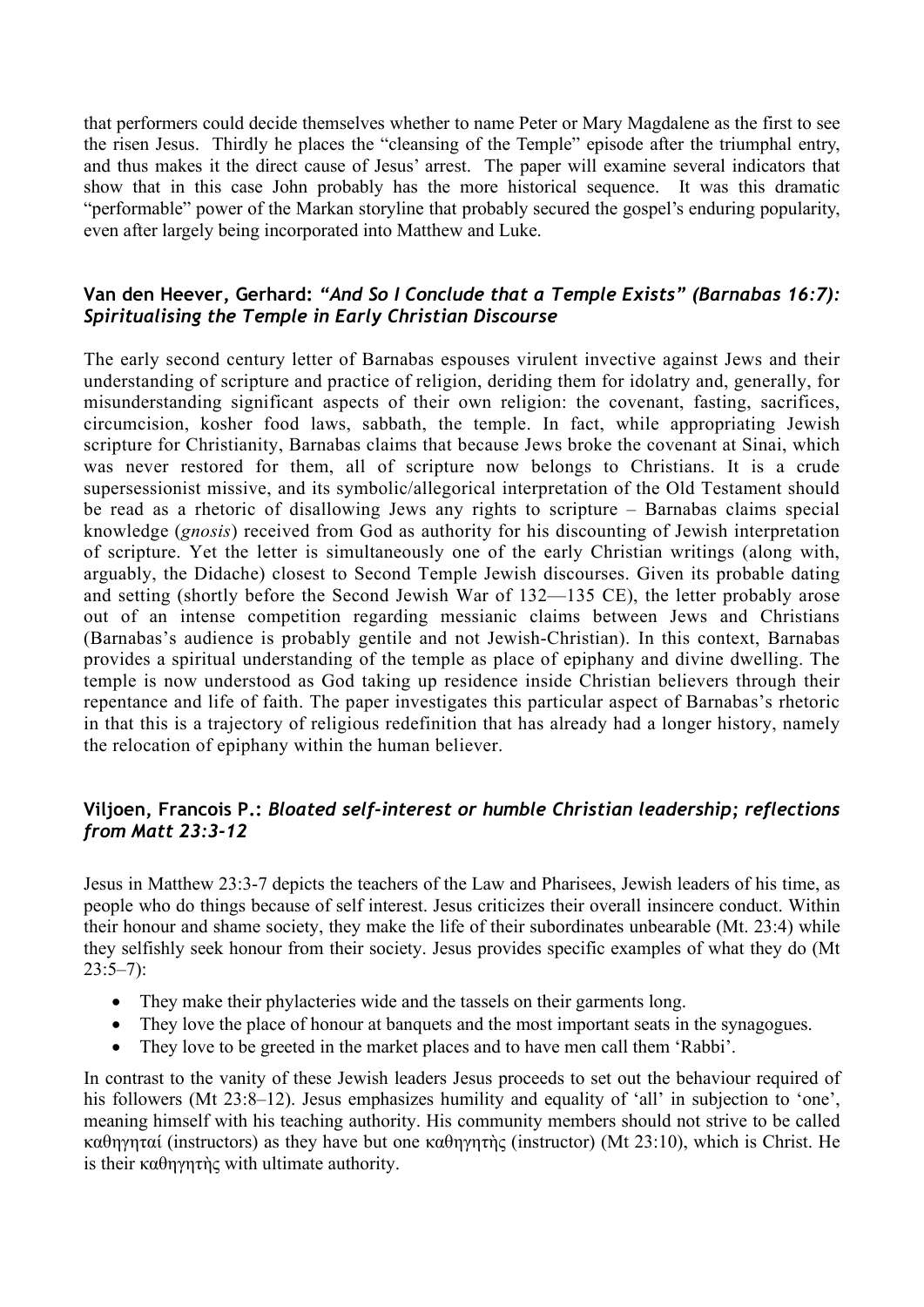that performers could decide themselves whether to name Peter or Mary Magdalene as the first to see the risen Jesus. Thirdly he places the "cleansing of the Temple" episode after the triumphal entry, and thus makes it the direct cause of Jesus' arrest. The paper will examine several indicators that show that in this case John probably has the more historical sequence. It was this dramatic "performable" power of the Markan storyline that probably secured the gospel's enduring popularity, even after largely being incorporated into Matthew and Luke.

### Van den Heever, Gerhard: *"And So I Conclude that a Temple Exists" (Barnabas 16:7): Spiritualising the Temple in Early Christian Discourse*

The early second century letter of Barnabas espouses virulent invective against Jews and their understanding of scripture and practice of religion, deriding them for idolatry and, generally, for misunderstanding significant aspects of their own religion: the covenant, fasting, sacrifices, circumcision, kosher food laws, sabbath, the temple. In fact, while appropriating Jewish scripture for Christianity, Barnabas claims that because Jews broke the covenant at Sinai, which was never restored for them, all of scripture now belongs to Christians. It is a crude supersessionist missive, and its symbolic/allegorical interpretation of the Old Testament should be read as a rhetoric of disallowing Jews any rights to scripture – Barnabas claims special knowledge (*gnosis*) received from God as authority for his discounting of Jewish interpretation of scripture. Yet the letter is simultaneously one of the early Christian writings (along with, arguably, the Didache) closest to Second Temple Jewish discourses. Given its probable dating and setting (shortly before the Second Jewish War of 132—135 CE), the letter probably arose out of an intense competition regarding messianic claims between Jews and Christians (Barnabas's audience is probably gentile and not Jewish-Christian). In this context, Barnabas provides a spiritual understanding of the temple as place of epiphany and divine dwelling. The temple is now understood as God taking up residence inside Christian believers through their repentance and life of faith. The paper investigates this particular aspect of Barnabas's rhetoric in that this is a trajectory of religious redefinition that has already had a longer history, namely the relocation of epiphany within the human believer.

### Viljoen, Francois P.: *Bloated self-interest or humble Christian leadership; reflections from Matt 23:3-12*

Jesus in Matthew 23:3-7 depicts the teachers of the Law and Pharisees, Jewish leaders of his time, as people who do things because of self interest. Jesus criticizes their overall insincere conduct. Within their honour and shame society, they make the life of their subordinates unbearable (Mt. 23:4) while they selfishly seek honour from their society. Jesus provides specific examples of what they do (Mt 23:5–7):

- They make their phylacteries wide and the tassels on their garments long.
- They love the place of honour at banquets and the most important seats in the synagogues.
- They love to be greeted in the market places and to have men call them 'Rabbi'.

In contrast to the vanity of these Jewish leaders Jesus proceeds to set out the behaviour required of his followers (Mt 23:8–12). Jesus emphasizes humility and equality of 'all' in subjection to 'one', meaning himself with his teaching authority. His community members should not strive to be called καθηγηταί (instructors) as they have but one καθηγητὴς (instructor) (Mt 23:10), which is Christ. He is their καθηγητὴς with ultimate authority.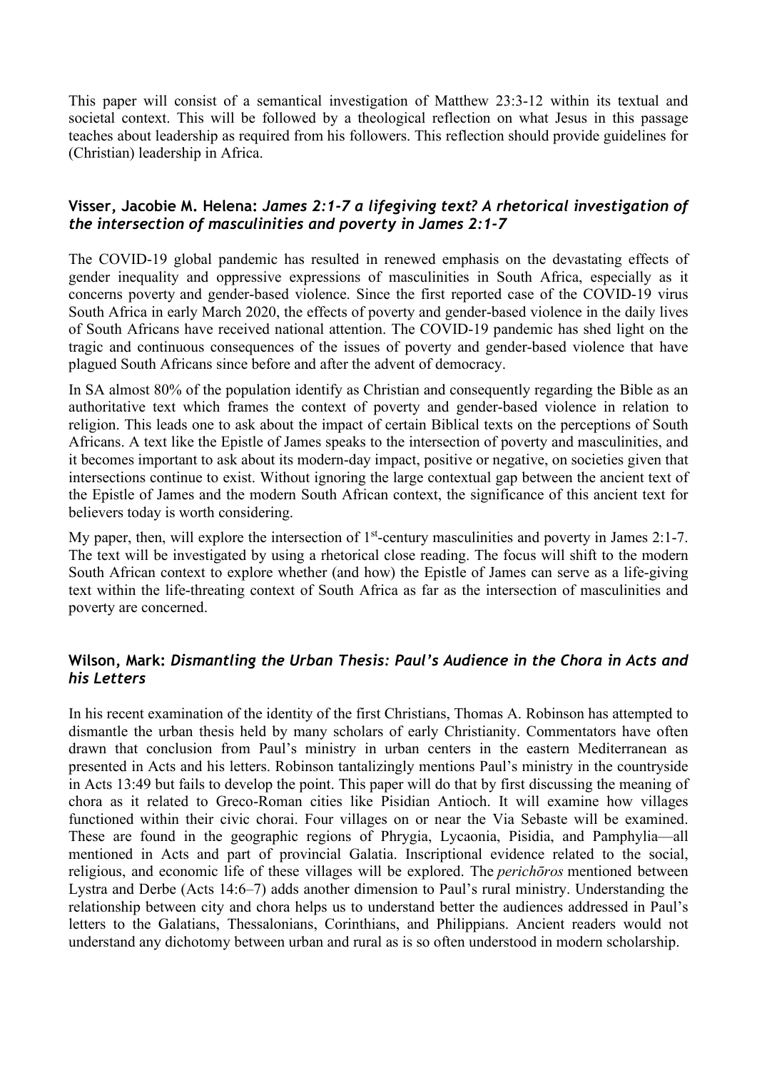This paper will consist of a semantical investigation of Matthew 23:3-12 within its textual and societal context. This will be followed by a theological reflection on what Jesus in this passage teaches about leadership as required from his followers. This reflection should provide guidelines for (Christian) leadership in Africa.

### Visser, Jacobie M. Helena: *James 2:1-7 a lifegiving text? A rhetorical investigation of the intersection of masculinities and poverty in James 2:1-7*

The COVID-19 global pandemic has resulted in renewed emphasis on the devastating effects of gender inequality and oppressive expressions of masculinities in South Africa, especially as it concerns poverty and gender-based violence. Since the first reported case of the COVID-19 virus South Africa in early March 2020, the effects of poverty and gender-based violence in the daily lives of South Africans have received national attention. The COVID-19 pandemic has shed light on the tragic and continuous consequences of the issues of poverty and gender-based violence that have plagued South Africans since before and after the advent of democracy.

In SA almost 80% of the population identify as Christian and consequently regarding the Bible as an authoritative text which frames the context of poverty and gender-based violence in relation to religion. This leads one to ask about the impact of certain Biblical texts on the perceptions of South Africans. A text like the Epistle of James speaks to the intersection of poverty and masculinities, and it becomes important to ask about its modern-day impact, positive or negative, on societies given that intersections continue to exist. Without ignoring the large contextual gap between the ancient text of the Epistle of James and the modern South African context, the significance of this ancient text for believers today is worth considering.

My paper, then, will explore the intersection of 1st-century masculinities and poverty in James 2:1-7. The text will be investigated by using a rhetorical close reading. The focus will shift to the modern South African context to explore whether (and how) the Epistle of James can serve as a life-giving text within the life-threating context of South Africa as far as the intersection of masculinities and poverty are concerned.

### Wilson, Mark: *Dismantling the Urban Thesis: Paul's Audience in the Chora in Acts and his Letters*

In his recent examination of the identity of the first Christians, Thomas A. Robinson has attempted to dismantle the urban thesis held by many scholars of early Christianity. Commentators have often drawn that conclusion from Paul's ministry in urban centers in the eastern Mediterranean as presented in Acts and his letters. Robinson tantalizingly mentions Paul's ministry in the countryside in Acts 13:49 but fails to develop the point. This paper will do that by first discussing the meaning of chora as it related to Greco-Roman cities like Pisidian Antioch. It will examine how villages functioned within their civic chorai. Four villages on or near the Via Sebaste will be examined. These are found in the geographic regions of Phrygia, Lycaonia, Pisidia, and Pamphylia—all mentioned in Acts and part of provincial Galatia. Inscriptional evidence related to the social, religious, and economic life of these villages will be explored. The *perichōros* mentioned between Lystra and Derbe (Acts 14:6–7) adds another dimension to Paul's rural ministry. Understanding the relationship between city and chora helps us to understand better the audiences addressed in Paul's letters to the Galatians, Thessalonians, Corinthians, and Philippians. Ancient readers would not understand any dichotomy between urban and rural as is so often understood in modern scholarship.